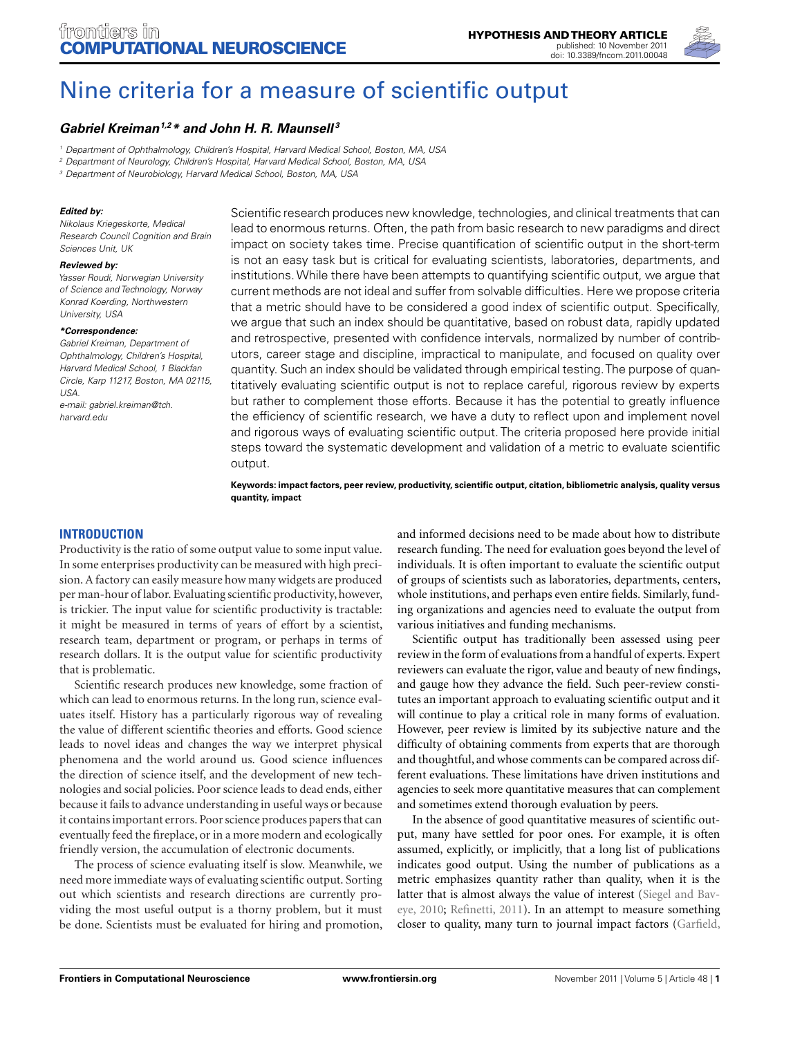HYPOTHESIS AND THEORY ARTICLE
published: 10 November 2011
doi: 10.3389/fncom.2011.00048

# Nine criteria for a measure of scientific output

***Gabriel Kreiman*[1,2]* and John H. R. Maunsell*[3]***

[1] Department of Ophthalmology, Children's Hospital, Harvard Medical School, Boston, MA, USA
[2] Department of Neurology, Children's Hospital, Harvard Medical School, Boston, MA, USA
[3] Department of Neurobiology, Harvard Medical School, Boston, MA, USA

***Edited by:***
*Nikolaus Kriegeskorte, Medical Research Council Cognition and Brain Sciences Unit, UK*

***Reviewed by:***
*Yasser Roudi, Norwegian University of Science and Technology, Norway*
*Konrad Koerding, Northwestern University, USA*

***\*Correspondence:***
*Gabriel Kreiman, Department of Ophthalmology, Children's Hospital, Harvard Medical School, 1 Blackfan Circle, Karp 11217, Boston, MA 02115, USA.*
*e-mail: gabriel.kreiman@tch.harvard.edu*

Scientific research produces new knowledge, technologies, and clinical treatments that can lead to enormous returns. Often, the path from basic research to new paradigms and direct impact on society takes time. Precise quantification of scientific output in the short-term is not an easy task but is critical for evaluating scientists, laboratories, departments, and institutions. While there have been attempts to quantifying scientific output, we argue that current methods are not ideal and suffer from solvable difficulties. Here we propose criteria that a metric should have to be considered a good index of scientific output. Specifically, we argue that such an index should be quantitative, based on robust data, rapidly updated and retrospective, presented with confidence intervals, normalized by number of contributors, career stage and discipline, impractical to manipulate, and focused on quality over quantity. Such an index should be validated through empirical testing. The purpose of quantitatively evaluating scientific output is not to replace careful, rigorous review by experts but rather to complement those efforts. Because it has the potential to greatly influence the efficiency of scientific research, we have a duty to reflect upon and implement novel and rigorous ways of evaluating scientific output. The criteria proposed here provide initial steps toward the systematic development and validation of a metric to evaluate scientific output.

**Keywords: impact factors, peer review, productivity, scientific output, citation, bibliometric analysis, quality versus quantity, impact**

## INTRODUCTION

Productivity is the ratio of some output value to some input value. In some enterprises productivity can be measured with high precision. A factory can easily measure how many widgets are produced per man-hour of labor. Evaluating scientific productivity, however, is trickier. The input value for scientific productivity is tractable: it might be measured in terms of years of effort by a scientist, research team, department or program, or perhaps in terms of research dollars. It is the output value for scientific productivity that is problematic.

Scientific research produces new knowledge, some fraction of which can lead to enormous returns. In the long run, science evaluates itself. History has a particularly rigorous way of revealing the value of different scientific theories and efforts. Good science leads to novel ideas and changes the way we interpret physical phenomena and the world around us. Good science influences the direction of science itself, and the development of new technologies and social policies. Poor science leads to dead ends, either because it fails to advance understanding in useful ways or because it contains important errors. Poor science produces papers that can eventually feed the fireplace, or in a more modern and ecologically friendly version, the accumulation of electronic documents.

The process of science evaluating itself is slow. Meanwhile, we need more immediate ways of evaluating scientific output. Sorting out which scientists and research directions are currently providing the most useful output is a thorny problem, but it must be done. Scientists must be evaluated for hiring and promotion, and informed decisions need to be made about how to distribute research funding. The need for evaluation goes beyond the level of individuals. It is often important to evaluate the scientific output of groups of scientists such as laboratories, departments, centers, whole institutions, and perhaps even entire fields. Similarly, funding organizations and agencies need to evaluate the output from various initiatives and funding mechanisms.

Scientific output has traditionally been assessed using peer review in the form of evaluations from a handful of experts. Expert reviewers can evaluate the rigor, value and beauty of new findings, and gauge how they advance the field. Such peer-review constitutes an important approach to evaluating scientific output and it will continue to play a critical role in many forms of evaluation. However, peer review is limited by its subjective nature and the difficulty of obtaining comments from experts that are thorough and thoughtful, and whose comments can be compared across different evaluations. These limitations have driven institutions and agencies to seek more quantitative measures that can complement and sometimes extend thorough evaluation by peers.

In the absence of good quantitative measures of scientific output, many have settled for poor ones. For example, it is often assumed, explicitly, or implicitly, that a long list of publications indicates good output. Using the number of publications as a metric emphasizes quantity rather than quality, when it is the latter that is almost always the value of interest (Siegel and Baveye, 2010; Refinetti, 2011). In an attempt to measure something closer to quality, many turn to journal impact factors (Garfield,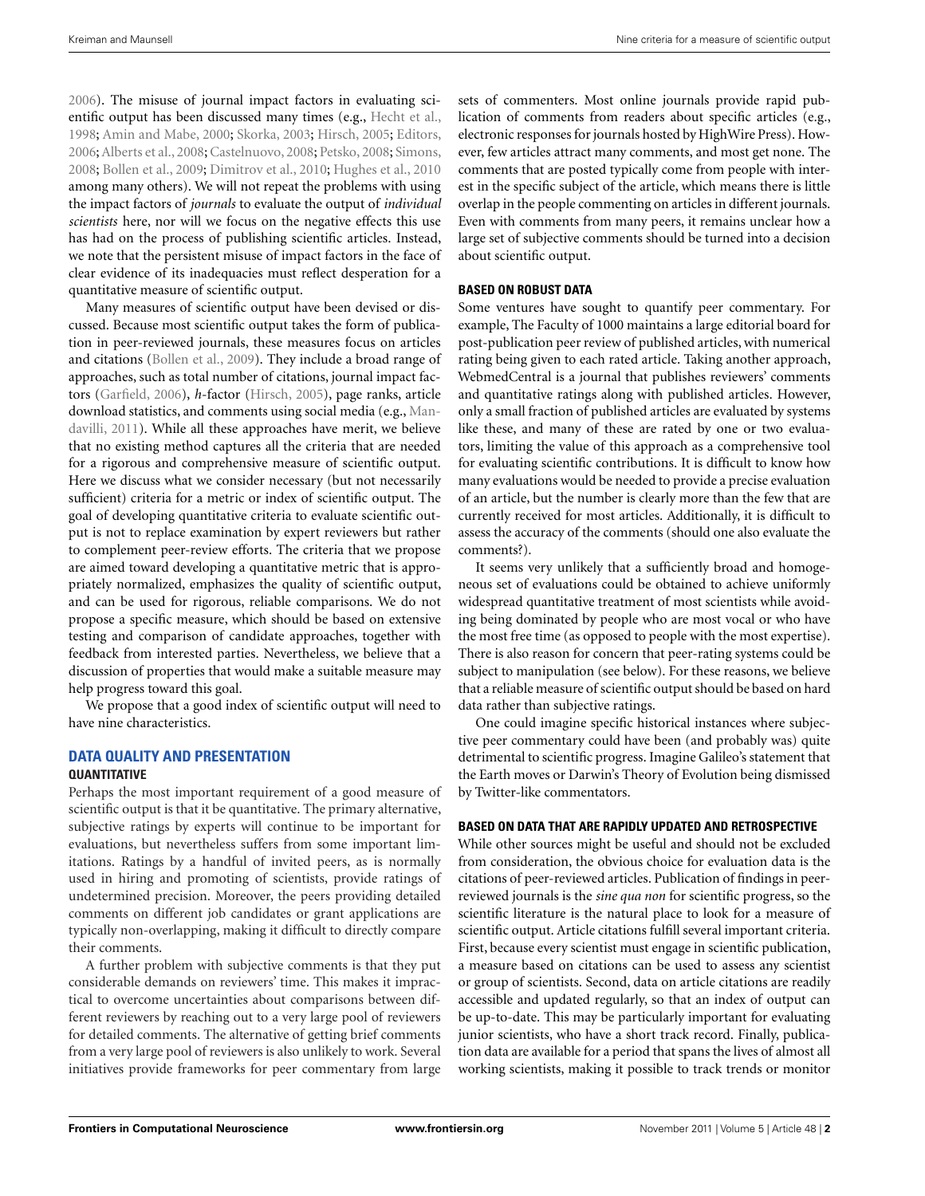2006). The misuse of journal impact factors in evaluating scientific output has been discussed many times (e.g., Hecht et al., 1998; Amin and Mabe, 2000; Skorka, 2003; Hirsch, 2005; Editors, 2006; Alberts et al., 2008; Castelnuovo, 2008; Petsko, 2008; Simons, 2008; Bollen et al., 2009; Dimitrov et al., 2010; Hughes et al., 2010 among many others). We will not repeat the problems with using the impact factors of *journals* to evaluate the output of *individual scientists* here, nor will we focus on the negative effects this use has had on the process of publishing scientific articles. Instead, we note that the persistent misuse of impact factors in the face of clear evidence of its inadequacies must reflect desperation for a quantitative measure of scientific output.

Many measures of scientific output have been devised or discussed. Because most scientific output takes the form of publication in peer-reviewed journals, these measures focus on articles and citations (Bollen et al., 2009). They include a broad range of approaches, such as total number of citations, journal impact factors (Garfield, 2006), *h*-factor (Hirsch, 2005), page ranks, article download statistics, and comments using social media (e.g., Mandavilli, 2011). While all these approaches have merit, we believe that no existing method captures all the criteria that are needed for a rigorous and comprehensive measure of scientific output. Here we discuss what we consider necessary (but not necessarily sufficient) criteria for a metric or index of scientific output. The goal of developing quantitative criteria to evaluate scientific output is not to replace examination by expert reviewers but rather to complement peer-review efforts. The criteria that we propose are aimed toward developing a quantitative metric that is appropriately normalized, emphasizes the quality of scientific output, and can be used for rigorous, reliable comparisons. We do not propose a specific measure, which should be based on extensive testing and comparison of candidate approaches, together with feedback from interested parties. Nevertheless, we believe that a discussion of properties that would make a suitable measure may help progress toward this goal.

We propose that a good index of scientific output will need to have nine characteristics.

## DATA QUALITY AND PRESENTATION

### QUANTITATIVE

Perhaps the most important requirement of a good measure of scientific output is that it be quantitative. The primary alternative, subjective ratings by experts will continue to be important for evaluations, but nevertheless suffers from some important limitations. Ratings by a handful of invited peers, as is normally used in hiring and promoting of scientists, provide ratings of undetermined precision. Moreover, the peers providing detailed comments on different job candidates or grant applications are typically non-overlapping, making it difficult to directly compare their comments.

A further problem with subjective comments is that they put considerable demands on reviewers' time. This makes it impractical to overcome uncertainties about comparisons between different reviewers by reaching out to a very large pool of reviewers for detailed comments. The alternative of getting brief comments from a very large pool of reviewers is also unlikely to work. Several initiatives provide frameworks for peer commentary from large sets of commenters. Most online journals provide rapid publication of comments from readers about specific articles (e.g., electronic responses for journals hosted by HighWire Press). However, few articles attract many comments, and most get none. The comments that are posted typically come from people with interest in the specific subject of the article, which means there is little overlap in the people commenting on articles in different journals. Even with comments from many peers, it remains unclear how a large set of subjective comments should be turned into a decision about scientific output.

### BASED ON ROBUST DATA

Some ventures have sought to quantify peer commentary. For example, The Faculty of 1000 maintains a large editorial board for post-publication peer review of published articles, with numerical rating being given to each rated article. Taking another approach, WebmedCentral is a journal that publishes reviewers' comments and quantitative ratings along with published articles. However, only a small fraction of published articles are evaluated by systems like these, and many of these are rated by one or two evaluators, limiting the value of this approach as a comprehensive tool for evaluating scientific contributions. It is difficult to know how many evaluations would be needed to provide a precise evaluation of an article, but the number is clearly more than the few that are currently received for most articles. Additionally, it is difficult to assess the accuracy of the comments (should one also evaluate the comments?).

It seems very unlikely that a sufficiently broad and homogeneous set of evaluations could be obtained to achieve uniformly widespread quantitative treatment of most scientists while avoiding being dominated by people who are most vocal or who have the most free time (as opposed to people with the most expertise). There is also reason for concern that peer-rating systems could be subject to manipulation (see below). For these reasons, we believe that a reliable measure of scientific output should be based on hard data rather than subjective ratings.

One could imagine specific historical instances where subjective peer commentary could have been (and probably was) quite detrimental to scientific progress. Imagine Galileo's statement that the Earth moves or Darwin's Theory of Evolution being dismissed by Twitter-like commentators.

### BASED ON DATA THAT ARE RAPIDLY UPDATED AND RETROSPECTIVE

While other sources might be useful and should not be excluded from consideration, the obvious choice for evaluation data is the citations of peer-reviewed articles. Publication of findings in peer-reviewed journals is the *sine qua non* for scientific progress, so the scientific literature is the natural place to look for a measure of scientific output. Article citations fulfill several important criteria. First, because every scientist must engage in scientific publication, a measure based on citations can be used to assess any scientist or group of scientists. Second, data on article citations are readily accessible and updated regularly, so that an index of output can be up-to-date. This may be particularly important for evaluating junior scientists, who have a short track record. Finally, publication data are available for a period that spans the lives of almost all working scientists, making it possible to track trends or monitor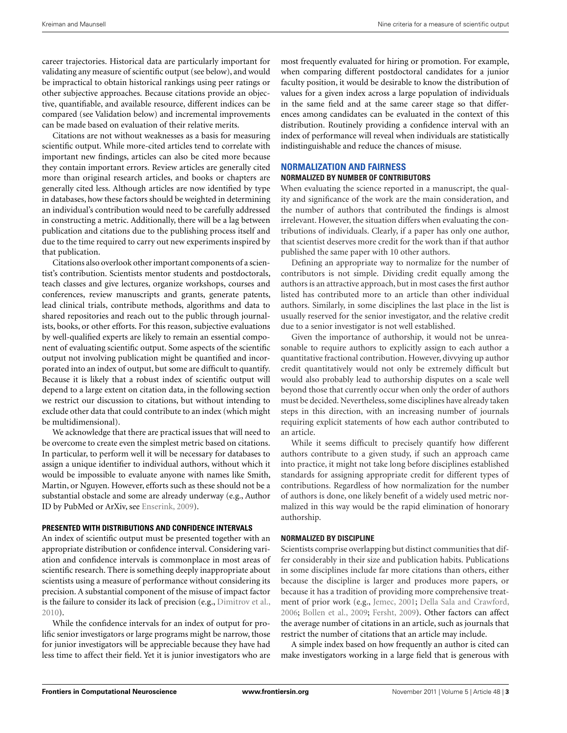career trajectories. Historical data are particularly important for validating any measure of scientific output (see below), and would be impractical to obtain historical rankings using peer ratings or other subjective approaches. Because citations provide an objective, quantifiable, and available resource, different indices can be compared (see Validation below) and incremental improvements can be made based on evaluation of their relative merits.

Citations are not without weaknesses as a basis for measuring scientific output. While more-cited articles tend to correlate with important new findings, articles can also be cited more because they contain important errors. Review articles are generally cited more than original research articles, and books or chapters are generally cited less. Although articles are now identified by type in databases, how these factors should be weighted in determining an individual's contribution would need to be carefully addressed in constructing a metric. Additionally, there will be a lag between publication and citations due to the publishing process itself and due to the time required to carry out new experiments inspired by that publication.

Citations also overlook other important components of a scientist's contribution. Scientists mentor students and postdoctorals, teach classes and give lectures, organize workshops, courses and conferences, review manuscripts and grants, generate patents, lead clinical trials, contribute methods, algorithms and data to shared repositories and reach out to the public through journalists, books, or other efforts. For this reason, subjective evaluations by well-qualified experts are likely to remain an essential component of evaluating scientific output. Some aspects of the scientific output not involving publication might be quantified and incorporated into an index of output, but some are difficult to quantify. Because it is likely that a robust index of scientific output will depend to a large extent on citation data, in the following section we restrict our discussion to citations, but without intending to exclude other data that could contribute to an index (which might be multidimensional).

We acknowledge that there are practical issues that will need to be overcome to create even the simplest metric based on citations. In particular, to perform well it will be necessary for databases to assign a unique identifier to individual authors, without which it would be impossible to evaluate anyone with names like Smith, Martin, or Nguyen. However, efforts such as these should not be a substantial obstacle and some are already underway (e.g., Author ID by PubMed or ArXiv, see Enserink, 2009).

### PRESENTED WITH DISTRIBUTIONS AND CONFIDENCE INTERVALS

An index of scientific output must be presented together with an appropriate distribution or confidence interval. Considering variation and confidence intervals is commonplace in most areas of scientific research. There is something deeply inappropriate about scientists using a measure of performance without considering its precision. A substantial component of the misuse of impact factor is the failure to consider its lack of precision (e.g., Dimitrov et al., 2010).

While the confidence intervals for an index of output for prolific senior investigators or large programs might be narrow, those for junior investigators will be appreciable because they have had less time to affect their field. Yet it is junior investigators who are most frequently evaluated for hiring or promotion. For example, when comparing different postdoctoral candidates for a junior faculty position, it would be desirable to know the distribution of values for a given index across a large population of individuals in the same field and at the same career stage so that differences among candidates can be evaluated in the context of this distribution. Routinely providing a confidence interval with an index of performance will reveal when individuals are statistically indistinguishable and reduce the chances of misuse.

## NORMALIZATION AND FAIRNESS

### NORMALIZED BY NUMBER OF CONTRIBUTORS

When evaluating the science reported in a manuscript, the quality and significance of the work are the main consideration, and the number of authors that contributed the findings is almost irrelevant. However, the situation differs when evaluating the contributions of individuals. Clearly, if a paper has only one author, that scientist deserves more credit for the work than if that author published the same paper with 10 other authors.

Defining an appropriate way to normalize for the number of contributors is not simple. Dividing credit equally among the authors is an attractive approach, but in most cases the first author listed has contributed more to an article than other individual authors. Similarly, in some disciplines the last place in the list is usually reserved for the senior investigator, and the relative credit due to a senior investigator is not well established.

Given the importance of authorship, it would not be unreasonable to require authors to explicitly assign to each author a quantitative fractional contribution. However, divvying up author credit quantitatively would not only be extremely difficult but would also probably lead to authorship disputes on a scale well beyond those that currently occur when only the order of authors must be decided. Nevertheless, some disciplines have already taken steps in this direction, with an increasing number of journals requiring explicit statements of how each author contributed to an article.

While it seems difficult to precisely quantify how different authors contribute to a given study, if such an approach came into practice, it might not take long before disciplines established standards for assigning appropriate credit for different types of contributions. Regardless of how normalization for the number of authors is done, one likely benefit of a widely used metric normalized in this way would be the rapid elimination of honorary authorship.

### NORMALIZED BY DISCIPLINE

Scientists comprise overlapping but distinct communities that differ considerably in their size and publication habits. Publications in some disciplines include far more citations than others, either because the discipline is larger and produces more papers, or because it has a tradition of providing more comprehensive treatment of prior work (e.g., Jemec, 2001; Della Sala and Crawford, 2006; Bollen et al., 2009; Fersht, 2009). Other factors can affect the average number of citations in an article, such as journals that restrict the number of citations that an article may include.

A simple index based on how frequently an author is cited can make investigators working in a large field that is generous with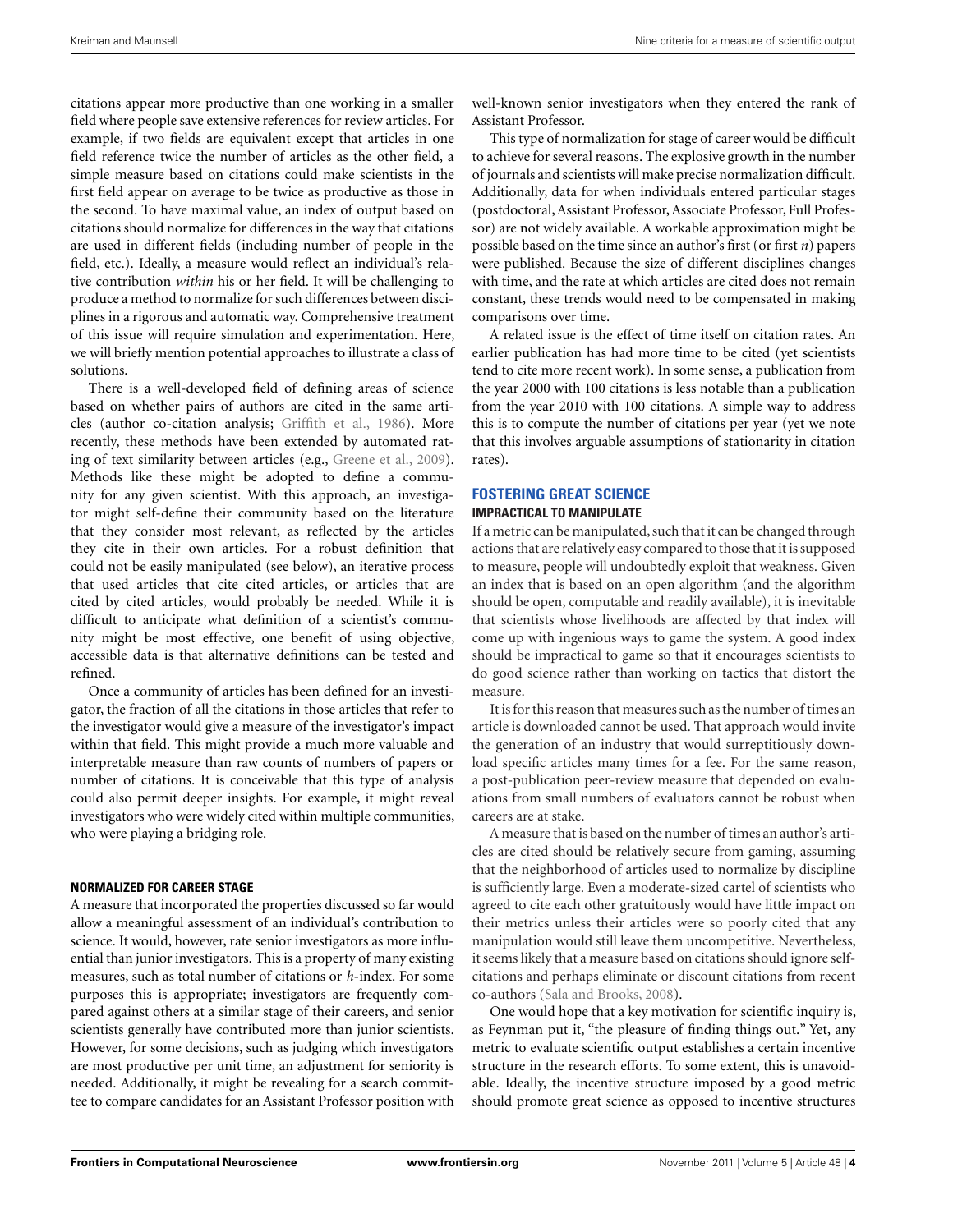citations appear more productive than one working in a smaller field where people save extensive references for review articles. For example, if two fields are equivalent except that articles in one field reference twice the number of articles as the other field, a simple measure based on citations could make scientists in the first field appear on average to be twice as productive as those in the second. To have maximal value, an index of output based on citations should normalize for differences in the way that citations are used in different fields (including number of people in the field, etc.). Ideally, a measure would reflect an individual's relative contribution *within* his or her field. It will be challenging to produce a method to normalize for such differences between disciplines in a rigorous and automatic way. Comprehensive treatment of this issue will require simulation and experimentation. Here, we will briefly mention potential approaches to illustrate a class of solutions.

There is a well-developed field of defining areas of science based on whether pairs of authors are cited in the same articles (author co-citation analysis; Griffith et al., 1986). More recently, these methods have been extended by automated rating of text similarity between articles (e.g., Greene et al., 2009). Methods like these might be adopted to define a community for any given scientist. With this approach, an investigator might self-define their community based on the literature that they consider most relevant, as reflected by the articles they cite in their own articles. For a robust definition that could not be easily manipulated (see below), an iterative process that used articles that cite cited articles, or articles that are cited by cited articles, would probably be needed. While it is difficult to anticipate what definition of a scientist's community might be most effective, one benefit of using objective, accessible data is that alternative definitions can be tested and refined.

Once a community of articles has been defined for an investigator, the fraction of all the citations in those articles that refer to the investigator would give a measure of the investigator's impact within that field. This might provide a much more valuable and interpretable measure than raw counts of numbers of papers or number of citations. It is conceivable that this type of analysis could also permit deeper insights. For example, it might reveal investigators who were widely cited within multiple communities, who were playing a bridging role.

#### NORMALIZED FOR CAREER STAGE

A measure that incorporated the properties discussed so far would allow a meaningful assessment of an individual's contribution to science. It would, however, rate senior investigators as more influential than junior investigators. This is a property of many existing measures, such as total number of citations or *h*-index. For some purposes this is appropriate; investigators are frequently compared against others at a similar stage of their careers, and senior scientists generally have contributed more than junior scientists. However, for some decisions, such as judging which investigators are most productive per unit time, an adjustment for seniority is needed. Additionally, it might be revealing for a search committee to compare candidates for an Assistant Professor position with well-known senior investigators when they entered the rank of Assistant Professor.

This type of normalization for stage of career would be difficult to achieve for several reasons. The explosive growth in the number of journals and scientists will make precise normalization difficult. Additionally, data for when individuals entered particular stages (postdoctoral, Assistant Professor, Associate Professor, Full Professor) are not widely available. A workable approximation might be possible based on the time since an author's first (or first *n*) papers were published. Because the size of different disciplines changes with time, and the rate at which articles are cited does not remain constant, these trends would need to be compensated in making comparisons over time.

A related issue is the effect of time itself on citation rates. An earlier publication has had more time to be cited (yet scientists tend to cite more recent work). In some sense, a publication from the year 2000 with 100 citations is less notable than a publication from the year 2010 with 100 citations. A simple way to address this is to compute the number of citations per year (yet we note that this involves arguable assumptions of stationarity in citation rates).

## FOSTERING GREAT SCIENCE

#### IMPRACTICAL TO MANIPULATE

If a metric can be manipulated, such that it can be changed through actions that are relatively easy compared to those that it is supposed to measure, people will undoubtedly exploit that weakness. Given an index that is based on an open algorithm (and the algorithm should be open, computable and readily available), it is inevitable that scientists whose livelihoods are affected by that index will come up with ingenious ways to game the system. A good index should be impractical to game so that it encourages scientists to do good science rather than working on tactics that distort the measure.

It is for this reason that measures such as the number of times an article is downloaded cannot be used. That approach would invite the generation of an industry that would surreptitiously download specific articles many times for a fee. For the same reason, a post-publication peer-review measure that depended on evaluations from small numbers of evaluators cannot be robust when careers are at stake.

A measure that is based on the number of times an author's articles are cited should be relatively secure from gaming, assuming that the neighborhood of articles used to normalize by discipline is sufficiently large. Even a moderate-sized cartel of scientists who agreed to cite each other gratuitously would have little impact on their metrics unless their articles were so poorly cited that any manipulation would still leave them uncompetitive. Nevertheless, it seems likely that a measure based on citations should ignore self-citations and perhaps eliminate or discount citations from recent co-authors (Sala and Brooks, 2008).

One would hope that a key motivation for scientific inquiry is, as Feynman put it, "the pleasure of finding things out." Yet, any metric to evaluate scientific output establishes a certain incentive structure in the research efforts. To some extent, this is unavoidable. Ideally, the incentive structure imposed by a good metric should promote great science as opposed to incentive structures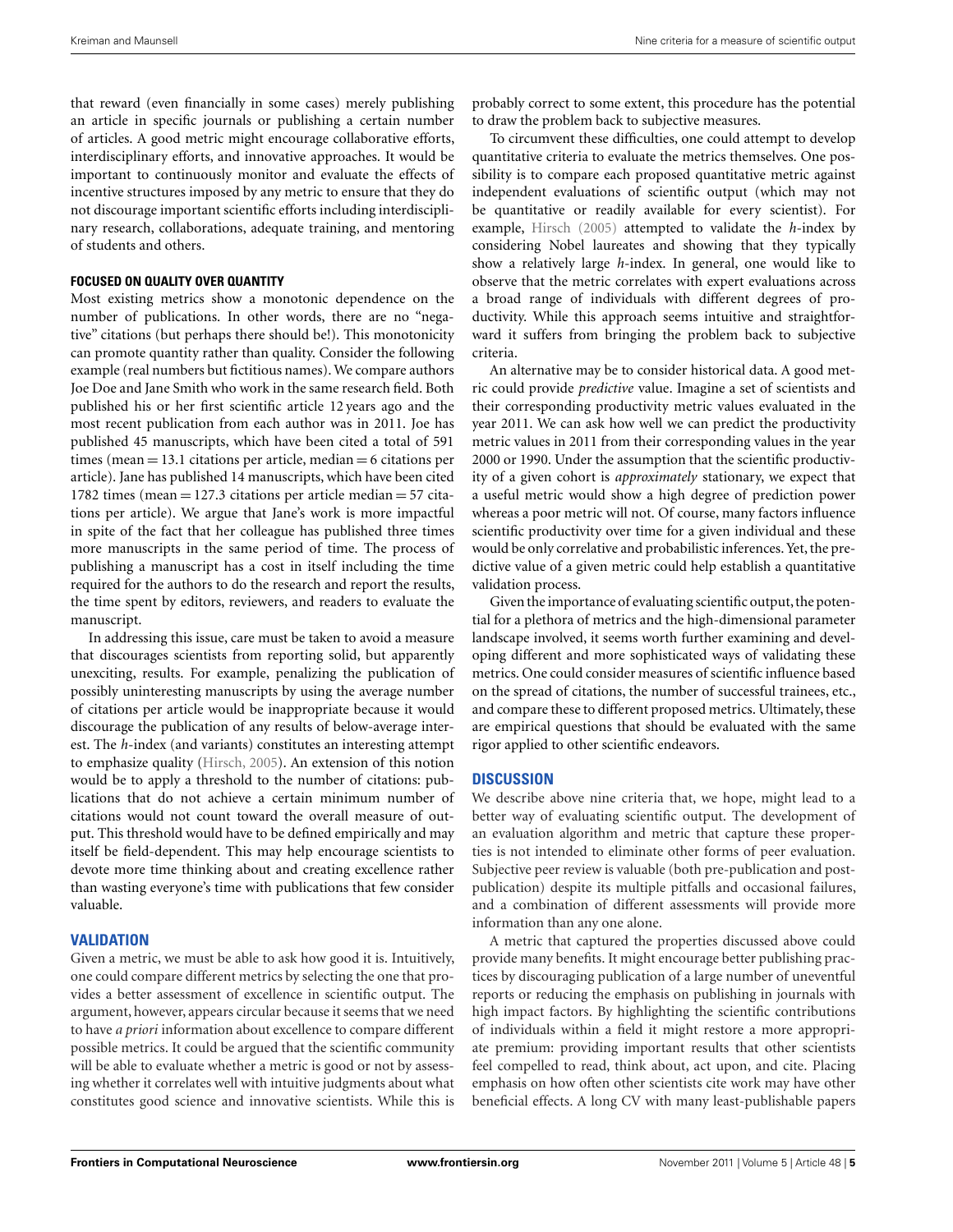that reward (even financially in some cases) merely publishing an article in specific journals or publishing a certain number of articles. A good metric might encourage collaborative efforts, interdisciplinary efforts, and innovative approaches. It would be important to continuously monitor and evaluate the effects of incentive structures imposed by any metric to ensure that they do not discourage important scientific efforts including interdisciplinary research, collaborations, adequate training, and mentoring of students and others.

#### FOCUSED ON QUALITY OVER QUANTITY

Most existing metrics show a monotonic dependence on the number of publications. In other words, there are no "negative" citations (but perhaps there should be!). This monotonicity can promote quantity rather than quality. Consider the following example (real numbers but fictitious names). We compare authors Joe Doe and Jane Smith who work in the same research field. Both published his or her first scientific article 12 years ago and the most recent publication from each author was in 2011. Joe has published 45 manuscripts, which have been cited a total of 591 times (mean = 13.1 citations per article, median = 6 citations per article). Jane has published 14 manuscripts, which have been cited 1782 times (mean = 127.3 citations per article median = 57 citations per article). We argue that Jane's work is more impactful in spite of the fact that her colleague has published three times more manuscripts in the same period of time. The process of publishing a manuscript has a cost in itself including the time required for the authors to do the research and report the results, the time spent by editors, reviewers, and readers to evaluate the manuscript.

In addressing this issue, care must be taken to avoid a measure that discourages scientists from reporting solid, but apparently unexciting, results. For example, penalizing the publication of possibly uninteresting manuscripts by using the average number of citations per article would be inappropriate because it would discourage the publication of any results of below-average interest. The *h*-index (and variants) constitutes an interesting attempt to emphasize quality (Hirsch, 2005). An extension of this notion would be to apply a threshold to the number of citations: publications that do not achieve a certain minimum number of citations would not count toward the overall measure of output. This threshold would have to be defined empirically and may itself be field-dependent. This may help encourage scientists to devote more time thinking about and creating excellence rather than wasting everyone's time with publications that few consider valuable.

## VALIDATION

Given a metric, we must be able to ask how good it is. Intuitively, one could compare different metrics by selecting the one that provides a better assessment of excellence in scientific output. The argument, however, appears circular because it seems that we need to have *a priori* information about excellence to compare different possible metrics. It could be argued that the scientific community will be able to evaluate whether a metric is good or not by assessing whether it correlates well with intuitive judgments about what constitutes good science and innovative scientists. While this is probably correct to some extent, this procedure has the potential to draw the problem back to subjective measures.

To circumvent these difficulties, one could attempt to develop quantitative criteria to evaluate the metrics themselves. One possibility is to compare each proposed quantitative metric against independent evaluations of scientific output (which may not be quantitative or readily available for every scientist). For example, Hirsch (2005) attempted to validate the *h*-index by considering Nobel laureates and showing that they typically show a relatively large *h*-index. In general, one would like to observe that the metric correlates with expert evaluations across a broad range of individuals with different degrees of productivity. While this approach seems intuitive and straightforward it suffers from bringing the problem back to subjective criteria.

An alternative may be to consider historical data. A good metric could provide *predictive* value. Imagine a set of scientists and their corresponding productivity metric values evaluated in the year 2011. We can ask how well we can predict the productivity metric values in 2011 from their corresponding values in the year 2000 or 1990. Under the assumption that the scientific productivity of a given cohort is *approximately* stationary, we expect that a useful metric would show a high degree of prediction power whereas a poor metric will not. Of course, many factors influence scientific productivity over time for a given individual and these would be only correlative and probabilistic inferences. Yet, the predictive value of a given metric could help establish a quantitative validation process.

Given the importance of evaluating scientific output, the potential for a plethora of metrics and the high-dimensional parameter landscape involved, it seems worth further examining and developing different and more sophisticated ways of validating these metrics. One could consider measures of scientific influence based on the spread of citations, the number of successful trainees, etc., and compare these to different proposed metrics. Ultimately, these are empirical questions that should be evaluated with the same rigor applied to other scientific endeavors.

## DISCUSSION

We describe above nine criteria that, we hope, might lead to a better way of evaluating scientific output. The development of an evaluation algorithm and metric that capture these properties is not intended to eliminate other forms of peer evaluation. Subjective peer review is valuable (both pre-publication and post-publication) despite its multiple pitfalls and occasional failures, and a combination of different assessments will provide more information than any one alone.

A metric that captured the properties discussed above could provide many benefits. It might encourage better publishing practices by discouraging publication of a large number of uneventful reports or reducing the emphasis on publishing in journals with high impact factors. By highlighting the scientific contributions of individuals within a field it might restore a more appropriate premium: providing important results that other scientists feel compelled to read, think about, act upon, and cite. Placing emphasis on how often other scientists cite work may have other beneficial effects. A long CV with many least-publishable papers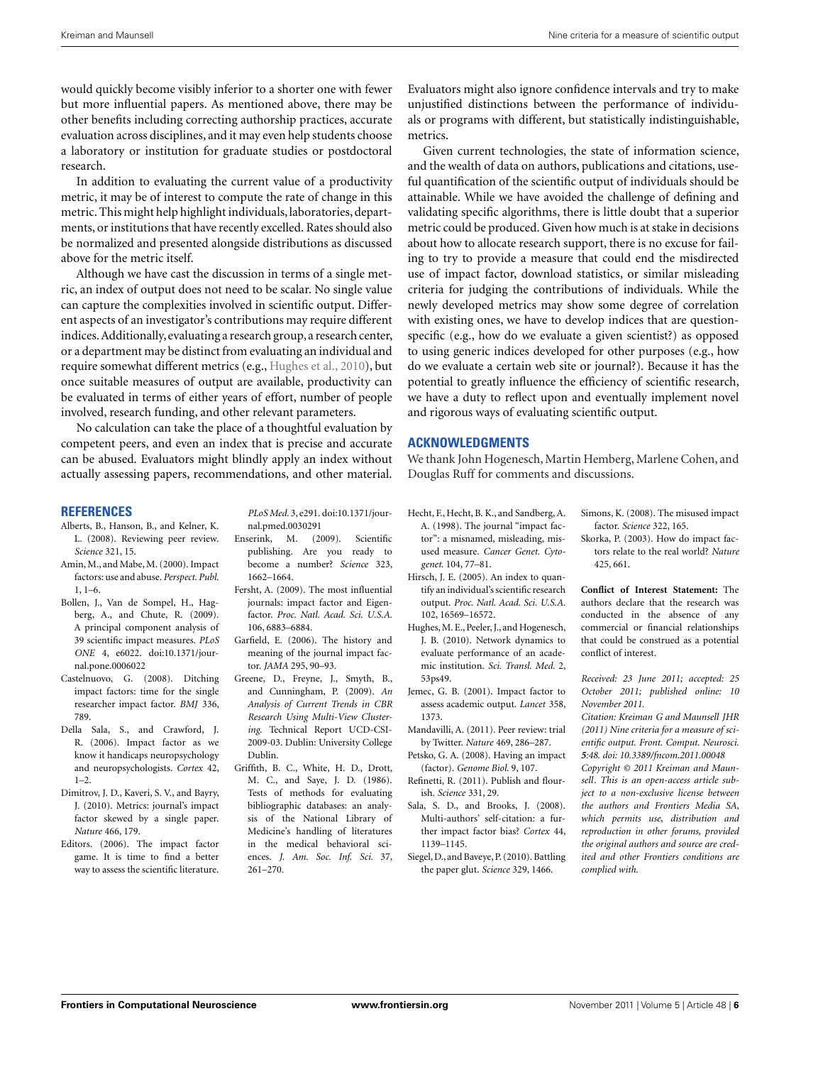would quickly become visibly inferior to a shorter one with fewer but more influential papers. As mentioned above, there may be other benefits including correcting authorship practices, accurate evaluation across disciplines, and it may even help students choose a laboratory or institution for graduate studies or postdoctoral research.

In addition to evaluating the current value of a productivity metric, it may be of interest to compute the rate of change in this metric. This might help highlight individuals, laboratories, departments, or institutions that have recently excelled. Rates should also be normalized and presented alongside distributions as discussed above for the metric itself.

Although we have cast the discussion in terms of a single metric, an index of output does not need to be scalar. No single value can capture the complexities involved in scientific output. Different aspects of an investigator's contributions may require different indices. Additionally, evaluating a research group, a research center, or a department may be distinct from evaluating an individual and require somewhat different metrics (e.g., Hughes et al., 2010), but once suitable measures of output are available, productivity can be evaluated in terms of either years of effort, number of people involved, research funding, and other relevant parameters.

No calculation can take the place of a thoughtful evaluation by competent peers, and even an index that is precise and accurate can be abused. Evaluators might blindly apply an index without actually assessing papers, recommendations, and other material. Evaluators might also ignore confidence intervals and try to make unjustified distinctions between the performance of individuals or programs with different, but statistically indistinguishable, metrics.

Given current technologies, the state of information science, and the wealth of data on authors, publications and citations, useful quantification of the scientific output of individuals should be attainable. While we have avoided the challenge of defining and validating specific algorithms, there is little doubt that a superior metric could be produced. Given how much is at stake in decisions about how to allocate research support, there is no excuse for failing to try to provide a measure that could end the misdirected use of impact factor, download statistics, or similar misleading criteria for judging the contributions of individuals. While the newly developed metrics may show some degree of correlation with existing ones, we have to develop indices that are question-specific (e.g., how do we evaluate a given scientist?) as opposed to using generic indices developed for other purposes (e.g., how do we evaluate a certain web site or journal?). Because it has the potential to greatly influence the efficiency of scientific research, we have a duty to reflect upon and eventually implement novel and rigorous ways of evaluating scientific output.

## ACKNOWLEDGMENTS

We thank John Hogenesch, Martin Hemberg, Marlene Cohen, and Douglas Ruff for comments and discussions.

## REFERENCES

Alberts, B., Hanson, B., and Kelner, K. L. (2008). Reviewing peer review. *Science* 321, 15.

Amin, M., and Mabe, M. (2000). Impact factors: use and abuse. *Perspect. Publ.* 1, 1–6.

Bollen, J., Van de Sompel, H., Hagberg, A., and Chute, R. (2009). A principal component analysis of 39 scientific impact measures. *PLoS ONE* 4, e6022. doi:10.1371/journal.pone.0006022

Castelnuovo, G. (2008). Ditching impact factors: time for the single researcher impact factor. *BMJ* 336, 789.

Della Sala, S., and Crawford, J. R. (2006). Impact factor as we know it handicaps neuropsychology and neuropsychologists. *Cortex* 42, 1–2.

Dimitrov, J. D., Kaveri, S. V., and Bayry, J. (2010). Metrics: journal's impact factor skewed by a single paper. *Nature* 466, 179.

Editors. (2006). The impact factor game. It is time to find a better way to assess the scientific literature. *PLoS Med.* 3, e291. doi:10.1371/journal.pmed.0030291

Enserink, M. (2009). Scientific publishing. Are you ready to become a number? *Science* 323, 1662–1664.

Fersht, A. (2009). The most influential journals: impact factor and Eigenfactor. *Proc. Natl. Acad. Sci. U.S.A.* 106, 6883–6884.

Garfield, E. (2006). The history and meaning of the journal impact factor. *JAMA* 295, 90–93.

Greene, D., Freyne, J., Smyth, B., and Cunningham, P. (2009). *An Analysis of Current Trends in CBR Research Using Multi-View Clustering.* Technical Report UCD-CSI-2009-03. Dublin: University College Dublin.

Griffith, B. C., White, H. D., Drott, M. C., and Saye, J. D. (1986). Tests of methods for evaluating bibliographic databases: an analysis of the National Library of Medicine's handling of literatures in the medical behavioral sciences. *J. Am. Soc. Inf. Sci.* 37, 261–270.

Hecht, F., Hecht, B. K., and Sandberg, A. A. (1998). The journal "impact factor": a misnamed, misleading, misused measure. *Cancer Genet. Cytogenet.* 104, 77–81.

Hirsch, J. E. (2005). An index to quantify an individual's scientific research output. *Proc. Natl. Acad. Sci. U.S.A.* 102, 16569–16572.

Hughes, M. E., Peeler, J., and Hogenesch, J. B. (2010). Network dynamics to evaluate performance of an academic institution. *Sci. Transl. Med.* 2, 53ps49.

Jemec, G. B. (2001). Impact factor to assess academic output. *Lancet* 358, 1373.

Mandavilli, A. (2011). Peer review: trial by Twitter. *Nature* 469, 286–287.

Petsko, G. A. (2008). Having an impact (factor). *Genome Biol.* 9, 107.

Refinetti, R. (2011). Publish and flourish. *Science* 331, 29.

Sala, S. D., and Brooks, J. (2008). Multi-authors' self-citation: a further impact factor bias? *Cortex* 44, 1139–1145.

Siegel, D., and Baveye, P. (2010). Battling the paper glut. *Science* 329, 1466.

Simons, K. (2008). The misused impact factor. *Science* 322, 165.

Skorka, P. (2003). How do impact factors relate to the real world? *Nature* 425, 661.

**Conflict of Interest Statement:** The authors declare that the research was conducted in the absence of any commercial or financial relationships that could be construed as a potential conflict of interest.

*Received: 23 June 2011; accepted: 25 October 2011; published online: 10 November 2011.*

*Citation: Kreiman G and Maunsell JHR (2011) Nine criteria for a measure of scientific output. Front. Comput. Neurosci.* ***5****:48. doi: 10.3389/fncom.2011.00048*

*Copyright © 2011 Kreiman and Maunsell. This is an open-access article subject to a non-exclusive license between the authors and Frontiers Media SA, which permits use, distribution and reproduction in other forums, provided the original authors and source are credited and other Frontiers conditions are complied with.*